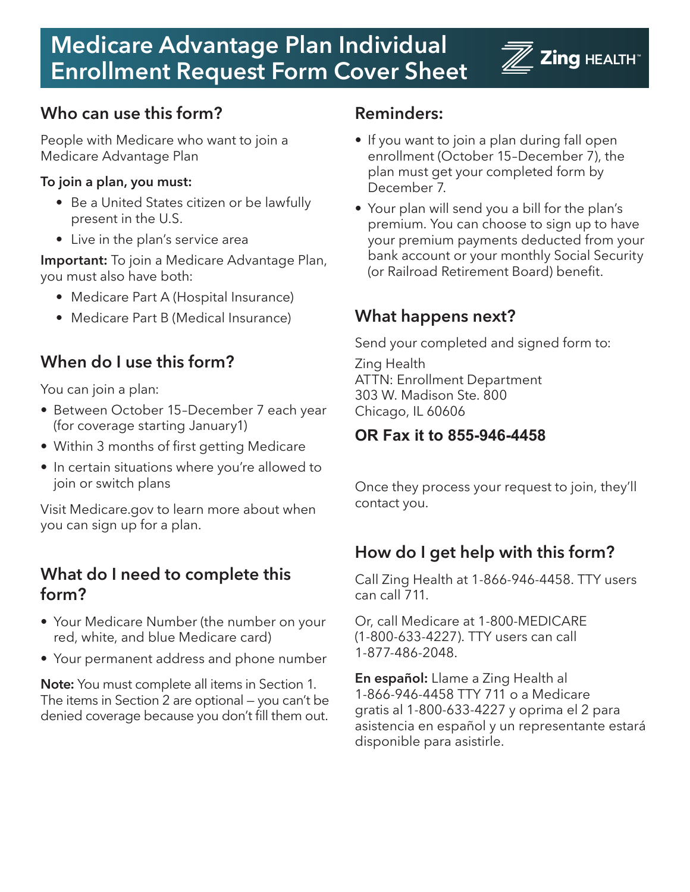# Medicare Advantage Plan Individual Enrollment Request Form Cover Sheet

Zing HEALTH™

## Who can use this form?

People with Medicare who want to join a Medicare Advantage Plan

**To join a plan, you must:**

- Be a United States citizen or be lawfully present in the U.S.
- Live in the plan's service area

**Important:** To join a Medicare Advantage Plan, you must also have both:

- Medicare Part A (Hospital Insurance)
- Medicare Part B (Medical Insurance)

## When do I use this form?

You can join a plan:

- Between October 15–December 7 each year (for coverage starting January1)
- Within 3 months of first getting Medicare
- In certain situations where you're allowed to join or switch plans

Visit Medicare.gov to learn more about when you can sign up for a plan.

## What do I need to complete this form?

- Your Medicare Number (the number on your red, white, and blue Medicare card)
- Your permanent address and phone number

**Note:** You must complete all items in Section 1. The items in Section 2 are optional – you can't be denied coverage because you don't fill them out.

## Reminders:

- If you want to join a plan during fall open enrollment (October 15–December 7), the plan must get your completed form by December 7.
- Your plan will send you a bill for the plan's premium. You can choose to sign up to have your premium payments deducted from your bank account or your monthly Social Security (or Railroad Retirement Board) benefit.

## What happens next?

Send your completed and signed form to:

Zing Health
ATTN: Enrollment Department
303 W. Madison Ste. 800
Chicago, IL 60606

**OR Fax it to 855-946-4458**

Once they process your request to join, they'll contact you.

## How do I get help with this form?

Call Zing Health at 1-866-946-4458. TTY users can call 711.

Or, call Medicare at 1-800-MEDICARE (1-800-633-4227). TTY users can call 1-877-486-2048.

**En español:** Llame a Zing Health al 1-866-946-4458 TTY 711 o a Medicare gratis al 1-800-633-4227 y oprima el 2 para asistencia en español y un representante estará disponible para asistirle.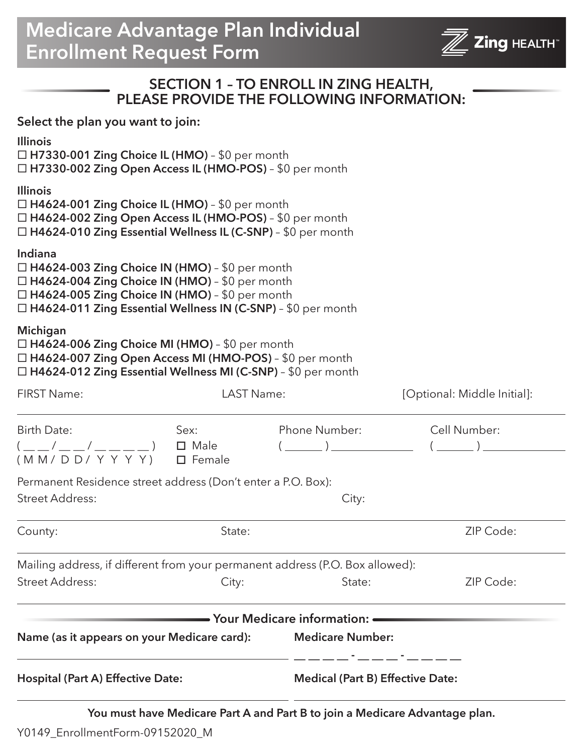# Medicare Advantage Plan Individual Enrollment Request Form

Zing HEALTH™

## SECTION 1 – TO ENROLL IN ZING HEALTH, PLEASE PROVIDE THE FOLLOWING INFORMATION:

**Select the plan you want to join:**

**Illinois**

☐ **H7330-001 Zing Choice IL (HMO)** – $0 per month
☐ **H7330-002 Zing Open Access IL (HMO-POS)** – $0 per month

**Illinois**

☐ **H4624-001 Zing Choice IL (HMO)** – $0 per month
☐ **H4624-002 Zing Open Access IL (HMO-POS)** – $0 per month
☐ **H4624-010 Zing Essential Wellness IL (C-SNP)** – $0 per month

**Indiana**

☐ **H4624-003 Zing Choice IN (HMO)** – $0 per month
☐ **H4624-004 Zing Choice IN (HMO)** – $0 per month
☐ **H4624-005 Zing Choice IN (HMO)** – $0 per month
☐ **H4624-011 Zing Essential Wellness IN (C-SNP)** – $0 per month

**Michigan**

☐ **H4624-006 Zing Choice MI (HMO)** – $0 per month
☐ **H4624-007 Zing Open Access MI (HMO-POS)** – $0 per month
☐ **H4624-012 Zing Essential Wellness MI (C-SNP)** – $0 per month

FIRST Name: LAST Name: [Optional: Middle Initial]:

Birth Date: ( __ __ / __ __ / __ __ __ __ ) (M M / D D / Y Y Y Y)

Sex: ☐ Male ☐ Female

Phone Number: ( ______ ) ____________

Cell Number: ( ______ ) ____________

Permanent Residence street address (Don't enter a P.O. Box):

Street Address: City:

County: State: ZIP Code:

Mailing address, if different from your permanent address (P.O. Box allowed):

Street Address: City: State: ZIP Code:

### Your Medicare information:

**Name (as it appears on your Medicare card):**

**Medicare Number:** __ __ __ __ - __ __ __ - __ __ __ __

**Hospital (Part A) Effective Date:**

**Medical (Part B) Effective Date:**

**You must have Medicare Part A and Part B to join a Medicare Advantage plan.**

Y0149_EnrollmentForm-09152020_M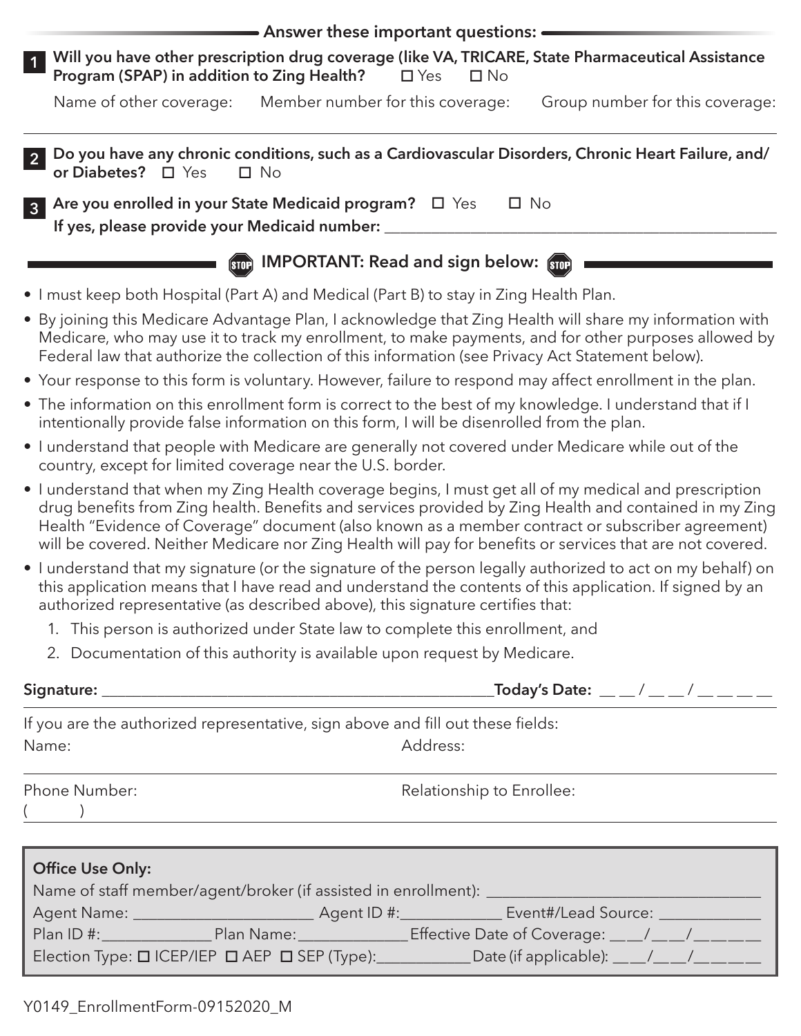## Answer these important questions:

**1** **Will you have other prescription drug coverage (like VA, TRICARE, State Pharmaceutical Assistance Program (SPAP) in addition to Zing Health?** ☐ Yes ☐ No

Name of other coverage: Member number for this coverage: Group number for this coverage:

**2** **Do you have any chronic conditions, such as a Cardiovascular Disorders, Chronic Heart Failure, and/ or Diabetes?** ☐ Yes ☐ No

**3** **Are you enrolled in your State Medicaid program?** ☐ Yes ☐ No
**If yes, please provide your Medicaid number:** ____________________

## IMPORTANT: Read and sign below:

- I must keep both Hospital (Part A) and Medical (Part B) to stay in Zing Health Plan.
- By joining this Medicare Advantage Plan, I acknowledge that Zing Health will share my information with Medicare, who may use it to track my enrollment, to make payments, and for other purposes allowed by Federal law that authorize the collection of this information (see Privacy Act Statement below).
- Your response to this form is voluntary. However, failure to respond may affect enrollment in the plan.
- The information on this enrollment form is correct to the best of my knowledge. I understand that if I intentionally provide false information on this form, I will be disenrolled from the plan.
- I understand that people with Medicare are generally not covered under Medicare while out of the country, except for limited coverage near the U.S. border.
- I understand that when my Zing Health coverage begins, I must get all of my medical and prescription drug benefits from Zing health. Benefits and services provided by Zing Health and contained in my Zing Health "Evidence of Coverage" document (also known as a member contract or subscriber agreement) will be covered. Neither Medicare nor Zing Health will pay for benefits or services that are not covered.
- I understand that my signature (or the signature of the person legally authorized to act on my behalf) on this application means that I have read and understand the contents of this application. If signed by an authorized representative (as described above), this signature certifies that:
  1. This person is authorized under State law to complete this enrollment, and
  2. Documentation of this authority is available upon request by Medicare.

**Signature:** ____________________ **Today's Date:** __ __ / __ __ / __ __ __ __

If you are the authorized representative, sign above and fill out these fields:

Name: Address:

Phone Number: ( ) Relationship to Enrollee:

**Office Use Only:**

Name of staff member/agent/broker (if assisted in enrollment): ____________________

Agent Name: ____________________ Agent ID #: ____________ Event#/Lead Source: ____________

Plan ID #: ____________ Plan Name: ____________ Effective Date of Coverage: ___/___/_____

Election Type: ☐ ICEP/IEP ☐ AEP ☐ SEP (Type): ____________ Date (if applicable): ___/___/_____

Y0149_EnrollmentForm-09152020_M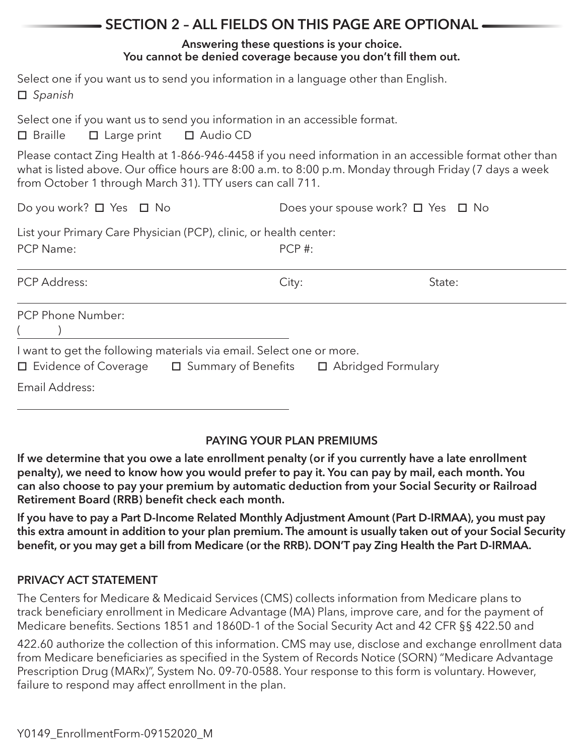## SECTION 2 – ALL FIELDS ON THIS PAGE ARE OPTIONAL

**Answering these questions is your choice.**
**You cannot be denied coverage because you don't fill them out.**

Select one if you want us to send you information in a language other than English.

☐ *Spanish*

Select one if you want us to send you information in an accessible format.

☐ Braille ☐ Large print ☐ Audio CD

Please contact Zing Health at 1-866-946-4458 if you need information in an accessible format other than what is listed above. Our office hours are 8:00 a.m. to 8:00 p.m. Monday through Friday (7 days a week from October 1 through March 31). TTY users can call 711.

Do you work? ☐ Yes ☐ No

Does your spouse work? ☐ Yes ☐ No

List your Primary Care Physician (PCP), clinic, or health center:

PCP Name: ______________________ PCP #: ______________________

PCP Address: ______________________ City: ______________ State: ______________

PCP Phone Number:

( ) ______________________

I want to get the following materials via email. Select one or more.

☐ Evidence of Coverage ☐ Summary of Benefits ☐ Abridged Formulary

Email Address:

______________________

### PAYING YOUR PLAN PREMIUMS

**If we determine that you owe a late enrollment penalty (or if you currently have a late enrollment penalty), we need to know how you would prefer to pay it. You can pay by mail, each month. You can also choose to pay your premium by automatic deduction from your Social Security or Railroad Retirement Board (RRB) benefit check each month.**

**If you have to pay a Part D-Income Related Monthly Adjustment Amount (Part D-IRMAA), you must pay this extra amount in addition to your plan premium. The amount is usually taken out of your Social Security benefit, or you may get a bill from Medicare (or the RRB). DON'T pay Zing Health the Part D-IRMAA.**

### PRIVACY ACT STATEMENT

The Centers for Medicare & Medicaid Services (CMS) collects information from Medicare plans to track beneficiary enrollment in Medicare Advantage (MA) Plans, improve care, and for the payment of Medicare benefits. Sections 1851 and 1860D-1 of the Social Security Act and 42 CFR §§ 422.50 and 422.60 authorize the collection of this information. CMS may use, disclose and exchange enrollment data from Medicare beneficiaries as specified in the System of Records Notice (SORN) "Medicare Advantage Prescription Drug (MARx)", System No. 09-70-0588. Your response to this form is voluntary. However, failure to respond may affect enrollment in the plan.

Y0149_EnrollmentForm-09152020_M